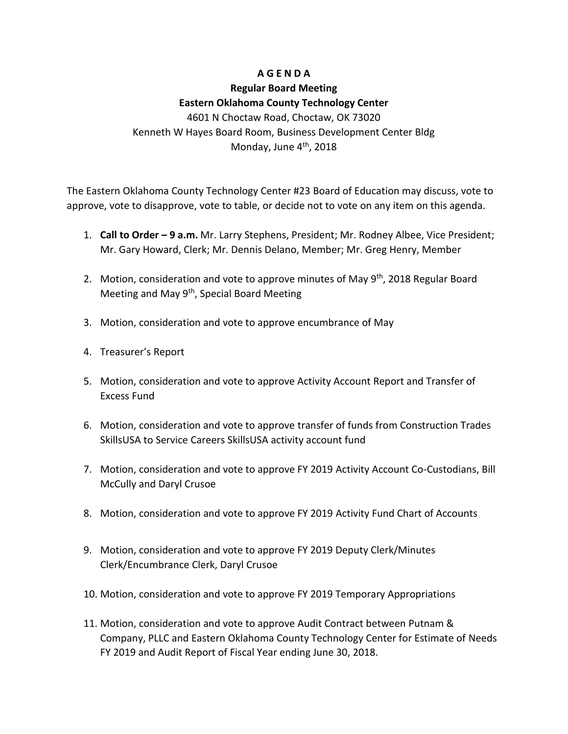**A G E N D A**

**Regular Board Meeting**

**Eastern Oklahoma County Technology Center**

4601 N Choctaw Road, Choctaw, OK 73020

Kenneth W Hayes Board Room, Business Development Center Bldg

Monday, June 4th, 2018

The Eastern Oklahoma County Technology Center #23 Board of Education may discuss, vote to approve, vote to disapprove, vote to table, or decide not to vote on any item on this agenda.

1. **Call to Order – 9 a.m.** Mr. Larry Stephens, President; Mr. Rodney Albee, Vice President; Mr. Gary Howard, Clerk; Mr. Dennis Delano, Member; Mr. Greg Henry, Member

2. Motion, consideration and vote to approve minutes of May 9th, 2018 Regular Board Meeting and May 9th, Special Board Meeting

3. Motion, consideration and vote to approve encumbrance of May

4. Treasurer's Report

5. Motion, consideration and vote to approve Activity Account Report and Transfer of Excess Fund

6. Motion, consideration and vote to approve transfer of funds from Construction Trades SkillsUSA to Service Careers SkillsUSA activity account fund

7. Motion, consideration and vote to approve FY 2019 Activity Account Co-Custodians, Bill McCully and Daryl Crusoe

8. Motion, consideration and vote to approve FY 2019 Activity Fund Chart of Accounts

9. Motion, consideration and vote to approve FY 2019 Deputy Clerk/Minutes Clerk/Encumbrance Clerk, Daryl Crusoe

10. Motion, consideration and vote to approve FY 2019 Temporary Appropriations

11. Motion, consideration and vote to approve Audit Contract between Putnam & Company, PLLC and Eastern Oklahoma County Technology Center for Estimate of Needs FY 2019 and Audit Report of Fiscal Year ending June 30, 2018.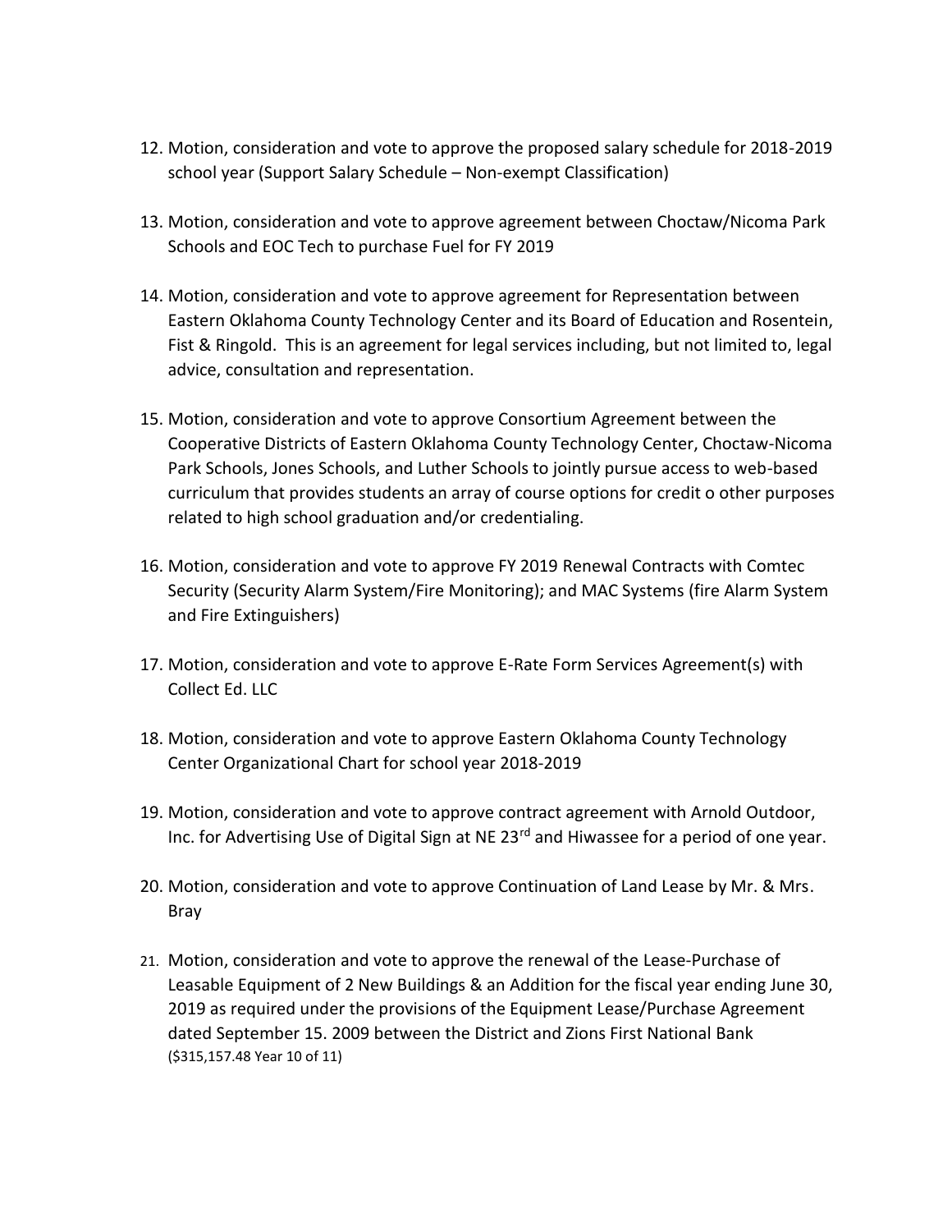12. Motion, consideration and vote to approve the proposed salary schedule for 2018-2019 school year (Support Salary Schedule – Non-exempt Classification)

13. Motion, consideration and vote to approve agreement between Choctaw/Nicoma Park Schools and EOC Tech to purchase Fuel for FY 2019

14. Motion, consideration and vote to approve agreement for Representation between Eastern Oklahoma County Technology Center and its Board of Education and Rosentein, Fist & Ringold. This is an agreement for legal services including, but not limited to, legal advice, consultation and representation.

15. Motion, consideration and vote to approve Consortium Agreement between the Cooperative Districts of Eastern Oklahoma County Technology Center, Choctaw-Nicoma Park Schools, Jones Schools, and Luther Schools to jointly pursue access to web-based curriculum that provides students an array of course options for credit o other purposes related to high school graduation and/or credentialing.

16. Motion, consideration and vote to approve FY 2019 Renewal Contracts with Comtec Security (Security Alarm System/Fire Monitoring); and MAC Systems (fire Alarm System and Fire Extinguishers)

17. Motion, consideration and vote to approve E-Rate Form Services Agreement(s) with Collect Ed. LLC

18. Motion, consideration and vote to approve Eastern Oklahoma County Technology Center Organizational Chart for school year 2018-2019

19. Motion, consideration and vote to approve contract agreement with Arnold Outdoor, Inc. for Advertising Use of Digital Sign at NE 23rd and Hiwassee for a period of one year.

20. Motion, consideration and vote to approve Continuation of Land Lease by Mr. & Mrs. Bray

21. Motion, consideration and vote to approve the renewal of the Lease-Purchase of Leasable Equipment of 2 New Buildings & an Addition for the fiscal year ending June 30, 2019 as required under the provisions of the Equipment Lease/Purchase Agreement dated September 15. 2009 between the District and Zions First National Bank ($315,157.48 Year 10 of 11)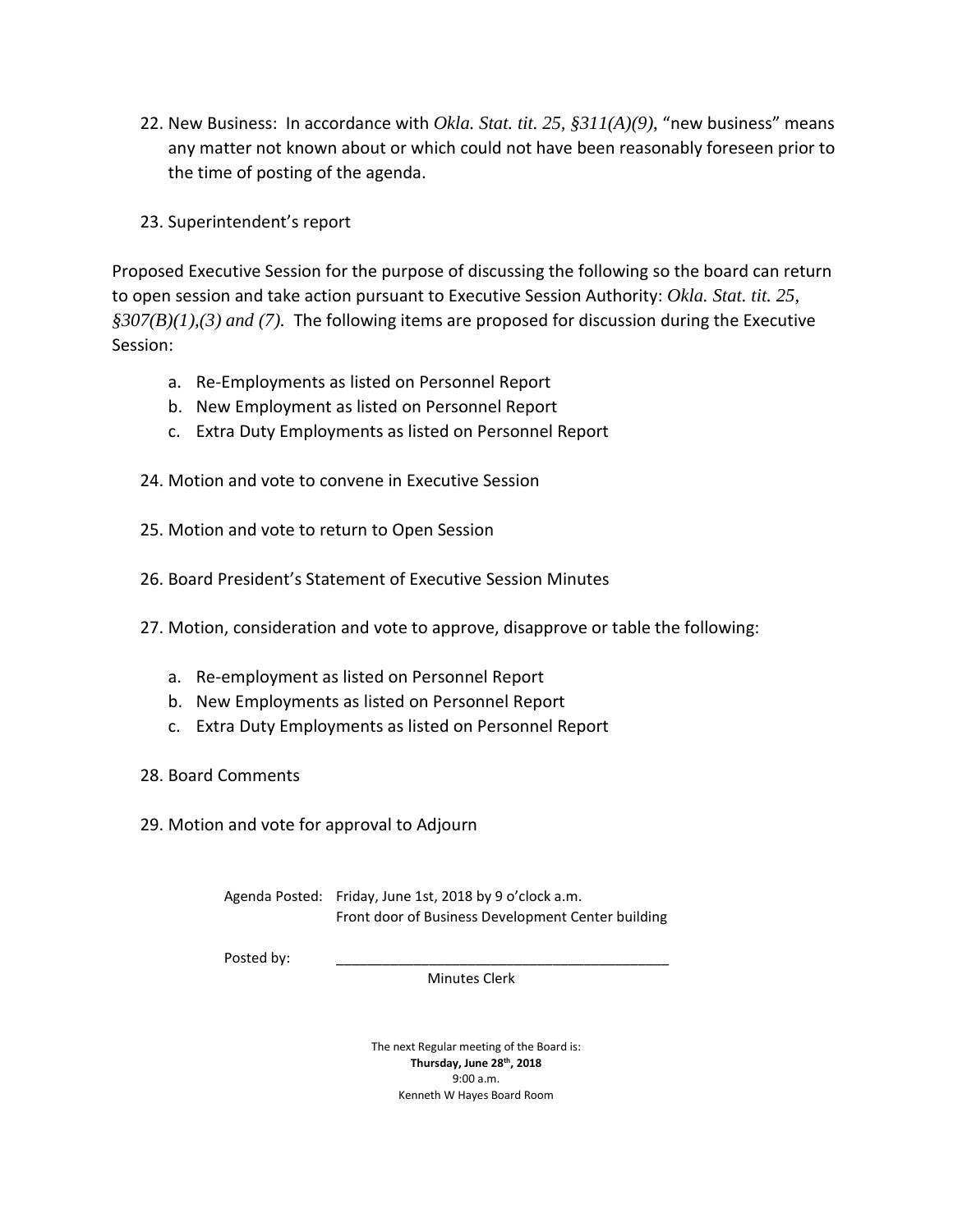22. New Business: In accordance with *Okla. Stat. tit. 25, §311(A)(9)*, "new business" means any matter not known about or which could not have been reasonably foreseen prior to the time of posting of the agenda.

23. Superintendent's report

Proposed Executive Session for the purpose of discussing the following so the board can return to open session and take action pursuant to Executive Session Authority: *Okla. Stat. tit. 25, §307(B)(1),(3) and (7).* The following items are proposed for discussion during the Executive Session:

a. Re-Employments as listed on Personnel Report
b. New Employment as listed on Personnel Report
c. Extra Duty Employments as listed on Personnel Report

24. Motion and vote to convene in Executive Session

25. Motion and vote to return to Open Session

26. Board President's Statement of Executive Session Minutes

27. Motion, consideration and vote to approve, disapprove or table the following:

a. Re-employment as listed on Personnel Report
b. New Employments as listed on Personnel Report
c. Extra Duty Employments as listed on Personnel Report

28. Board Comments

29. Motion and vote for approval to Adjourn

Agenda Posted: Friday, June 1st, 2018 by 9 o'clock a.m.
Front door of Business Development Center building

Posted by: \_\_\_\_\_\_\_\_\_\_\_\_\_\_\_\_\_\_\_\_\_\_\_\_\_\_\_\_\_\_\_\_\_\_\_\_\_\_\_\_
Minutes Clerk

The next Regular meeting of the Board is:
**Thursday, June 28th, 2018**
9:00 a.m.
Kenneth W Hayes Board Room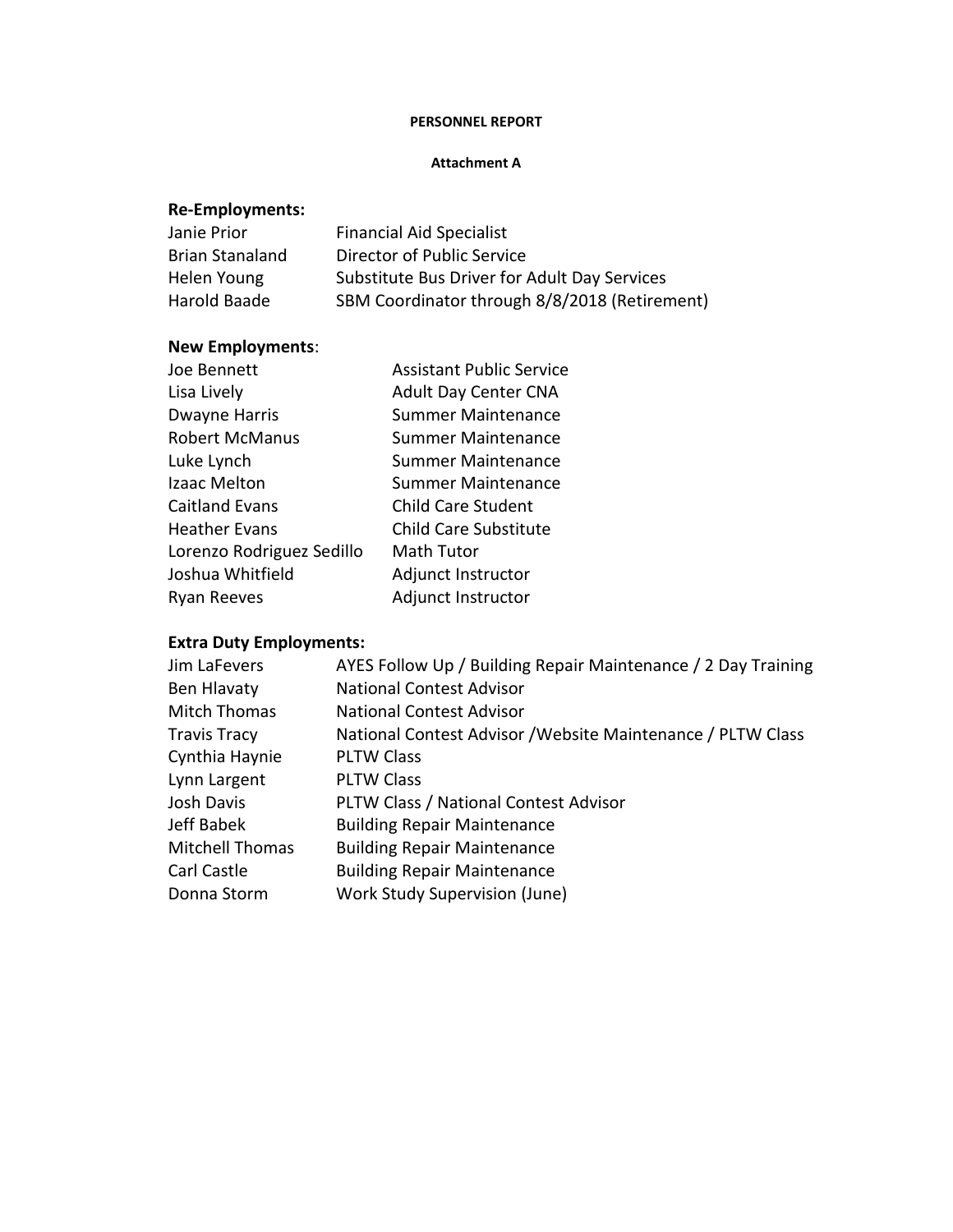**PERSONNEL REPORT**

**Attachment A**

### Re-Employments:

| | |
|---|---|
| Janie Prior | Financial Aid Specialist |
| Brian Stanaland | Director of Public Service |
| Helen Young | Substitute Bus Driver for Adult Day Services |
| Harold Baade | SBM Coordinator through 8/8/2018 (Retirement) |

### New Employments:

| | |
|---|---|
| Joe Bennett | Assistant Public Service |
| Lisa Lively | Adult Day Center CNA |
| Dwayne Harris | Summer Maintenance |
| Robert McManus | Summer Maintenance |
| Luke Lynch | Summer Maintenance |
| Izaac Melton | Summer Maintenance |
| Caitland Evans | Child Care Student |
| Heather Evans | Child Care Substitute |
| Lorenzo Rodriguez Sedillo | Math Tutor |
| Joshua Whitfield | Adjunct Instructor |
| Ryan Reeves | Adjunct Instructor |

### Extra Duty Employments:

| | |
|---|---|
| Jim LaFevers | AYES Follow Up / Building Repair Maintenance / 2 Day Training |
| Ben Hlavaty | National Contest Advisor |
| Mitch Thomas | National Contest Advisor |
| Travis Tracy | National Contest Advisor /Website Maintenance / PLTW Class |
| Cynthia Haynie | PLTW Class |
| Lynn Largent | PLTW Class |
| Josh Davis | PLTW Class / National Contest Advisor |
| Jeff Babek | Building Repair Maintenance |
| Mitchell Thomas | Building Repair Maintenance |
| Carl Castle | Building Repair Maintenance |
| Donna Storm | Work Study Supervision (June) |